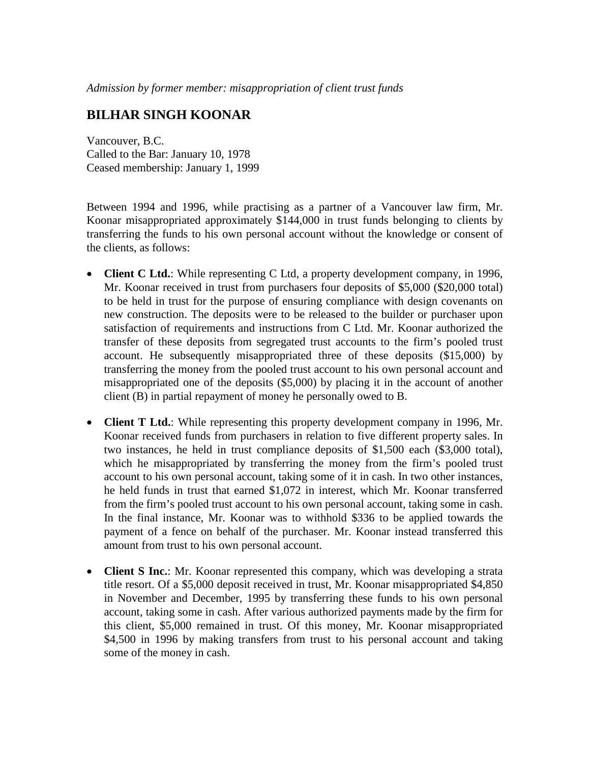*Admission by former member: misappropriation of client trust funds*

# BILHAR SINGH KOONAR

Vancouver, B.C.
Called to the Bar: January 10, 1978
Ceased membership: January 1, 1999

Between 1994 and 1996, while practising as a partner of a Vancouver law firm, Mr. Koonar misappropriated approximately $144,000 in trust funds belonging to clients by transferring the funds to his own personal account without the knowledge or consent of the clients, as follows:

- **Client C Ltd.**: While representing C Ltd, a property development company, in 1996, Mr. Koonar received in trust from purchasers four deposits of $5,000 ($20,000 total) to be held in trust for the purpose of ensuring compliance with design covenants on new construction. The deposits were to be released to the builder or purchaser upon satisfaction of requirements and instructions from C Ltd. Mr. Koonar authorized the transfer of these deposits from segregated trust accounts to the firm's pooled trust account. He subsequently misappropriated three of these deposits ($15,000) by transferring the money from the pooled trust account to his own personal account and misappropriated one of the deposits ($5,000) by placing it in the account of another client (B) in partial repayment of money he personally owed to B.
- **Client T Ltd.**: While representing this property development company in 1996, Mr. Koonar received funds from purchasers in relation to five different property sales. In two instances, he held in trust compliance deposits of $1,500 each ($3,000 total), which he misappropriated by transferring the money from the firm's pooled trust account to his own personal account, taking some of it in cash. In two other instances, he held funds in trust that earned $1,072 in interest, which Mr. Koonar transferred from the firm's pooled trust account to his own personal account, taking some in cash. In the final instance, Mr. Koonar was to withhold $336 to be applied towards the payment of a fence on behalf of the purchaser. Mr. Koonar instead transferred this amount from trust to his own personal account.
- **Client S Inc.**: Mr. Koonar represented this company, which was developing a strata title resort. Of a $5,000 deposit received in trust, Mr. Koonar misappropriated $4,850 in November and December, 1995 by transferring these funds to his own personal account, taking some in cash. After various authorized payments made by the firm for this client, $5,000 remained in trust. Of this money, Mr. Koonar misappropriated $4,500 in 1996 by making transfers from trust to his personal account and taking some of the money in cash.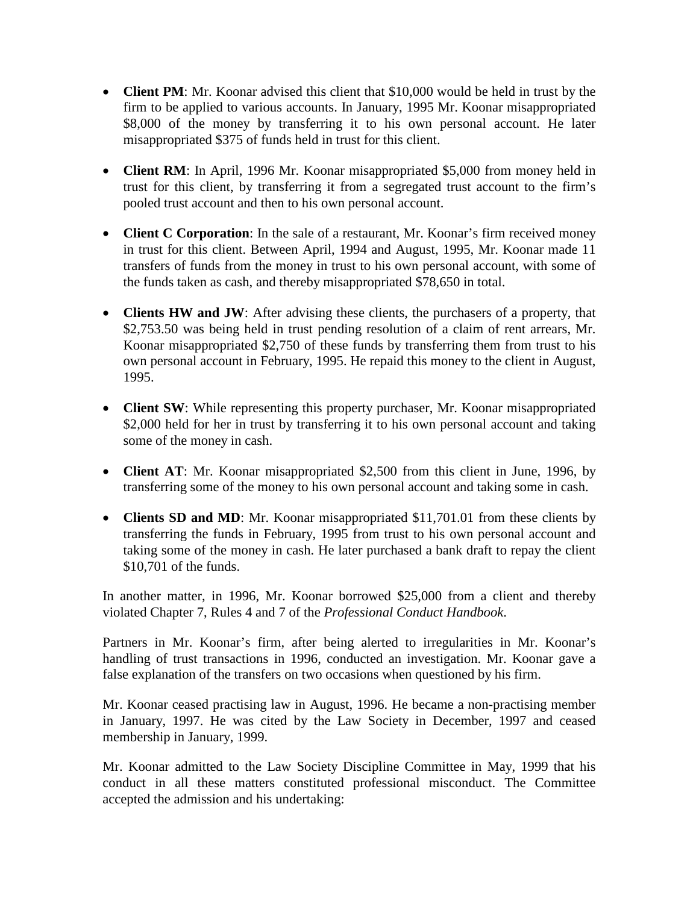- **Client PM**: Mr. Koonar advised this client that $10,000 would be held in trust by the firm to be applied to various accounts. In January, 1995 Mr. Koonar misappropriated $8,000 of the money by transferring it to his own personal account. He later misappropriated $375 of funds held in trust for this client.

- **Client RM**: In April, 1996 Mr. Koonar misappropriated $5,000 from money held in trust for this client, by transferring it from a segregated trust account to the firm's pooled trust account and then to his own personal account.

- **Client C Corporation**: In the sale of a restaurant, Mr. Koonar's firm received money in trust for this client. Between April, 1994 and August, 1995, Mr. Koonar made 11 transfers of funds from the money in trust to his own personal account, with some of the funds taken as cash, and thereby misappropriated $78,650 in total.

- **Clients HW and JW**: After advising these clients, the purchasers of a property, that $2,753.50 was being held in trust pending resolution of a claim of rent arrears, Mr. Koonar misappropriated $2,750 of these funds by transferring them from trust to his own personal account in February, 1995. He repaid this money to the client in August, 1995.

- **Client SW**: While representing this property purchaser, Mr. Koonar misappropriated $2,000 held for her in trust by transferring it to his own personal account and taking some of the money in cash.

- **Client AT**: Mr. Koonar misappropriated $2,500 from this client in June, 1996, by transferring some of the money to his own personal account and taking some in cash.

- **Clients SD and MD**: Mr. Koonar misappropriated $11,701.01 from these clients by transferring the funds in February, 1995 from trust to his own personal account and taking some of the money in cash. He later purchased a bank draft to repay the client $10,701 of the funds.

In another matter, in 1996, Mr. Koonar borrowed $25,000 from a client and thereby violated Chapter 7, Rules 4 and 7 of the *Professional Conduct Handbook*.

Partners in Mr. Koonar's firm, after being alerted to irregularities in Mr. Koonar's handling of trust transactions in 1996, conducted an investigation. Mr. Koonar gave a false explanation of the transfers on two occasions when questioned by his firm.

Mr. Koonar ceased practising law in August, 1996. He became a non-practising member in January, 1997. He was cited by the Law Society in December, 1997 and ceased membership in January, 1999.

Mr. Koonar admitted to the Law Society Discipline Committee in May, 1999 that his conduct in all these matters constituted professional misconduct. The Committee accepted the admission and his undertaking: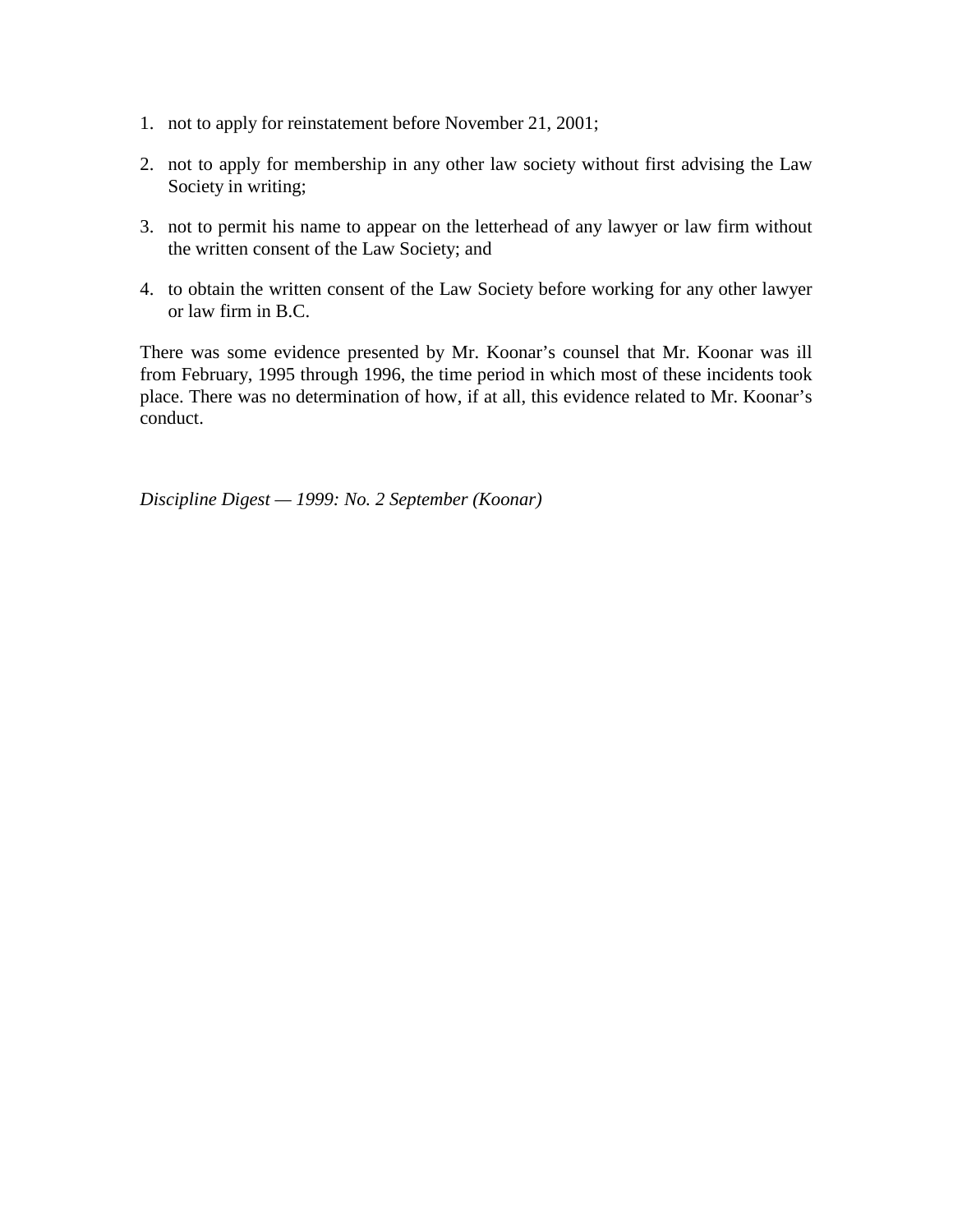1. not to apply for reinstatement before November 21, 2001;
2. not to apply for membership in any other law society without first advising the Law Society in writing;
3. not to permit his name to appear on the letterhead of any lawyer or law firm without the written consent of the Law Society; and
4. to obtain the written consent of the Law Society before working for any other lawyer or law firm in B.C.

There was some evidence presented by Mr. Koonar's counsel that Mr. Koonar was ill from February, 1995 through 1996, the time period in which most of these incidents took place. There was no determination of how, if at all, this evidence related to Mr. Koonar's conduct.

*Discipline Digest — 1999: No. 2 September (Koonar)*